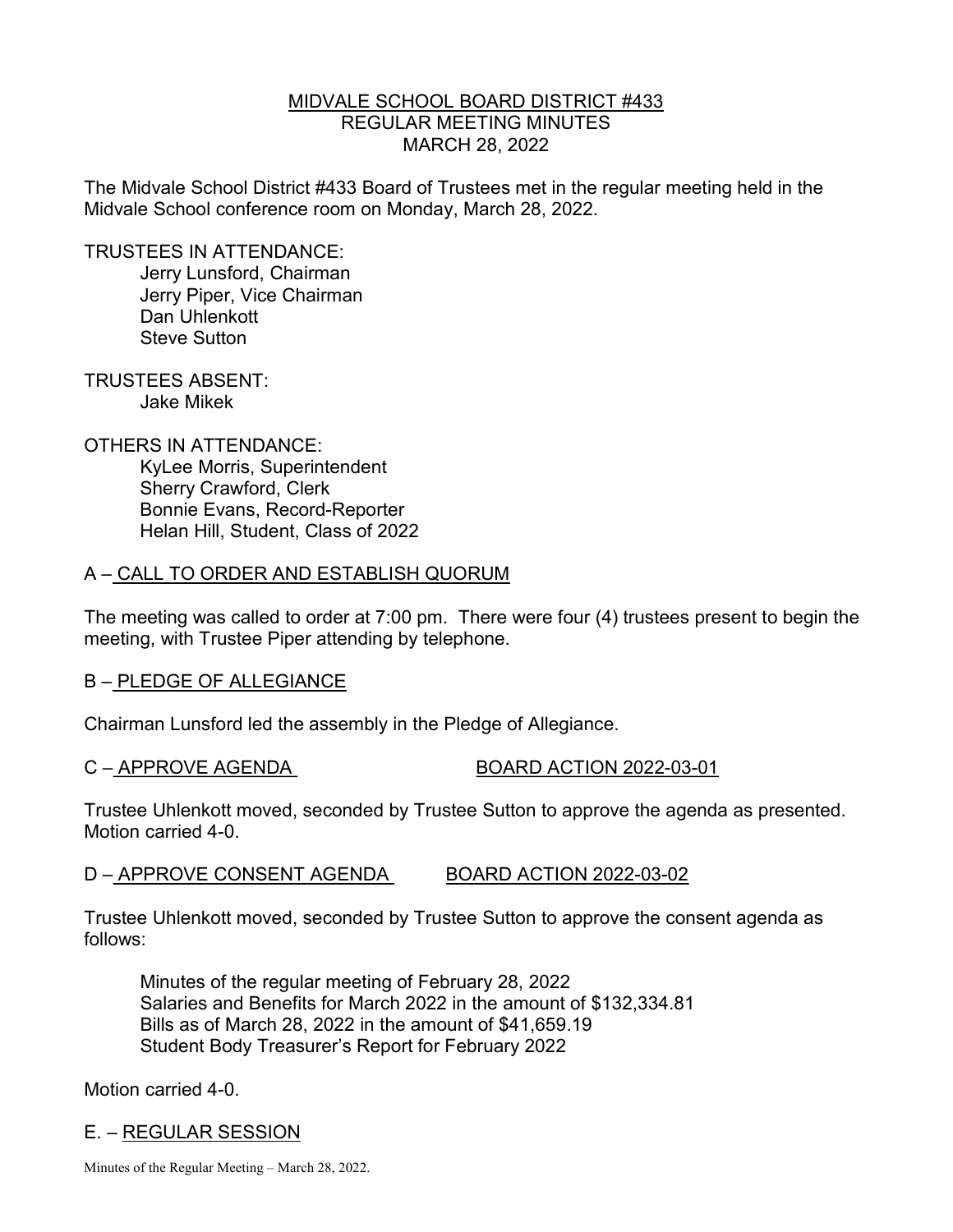# MIDVALE SCHOOL BOARD DISTRICT #433
## REGULAR MEETING MINUTES
## MARCH 28, 2022

The Midvale School District #433 Board of Trustees met in the regular meeting held in the Midvale School conference room on Monday, March 28, 2022.

TRUSTEES IN ATTENDANCE:

- Jerry Lunsford, Chairman
- Jerry Piper, Vice Chairman
- Dan Uhlenkott
- Steve Sutton

TRUSTEES ABSENT:

- Jake Mikek

OTHERS IN ATTENDANCE:

- KyLee Morris, Superintendent
- Sherry Crawford, Clerk
- Bonnie Evans, Record-Reporter
- Helan Hill, Student, Class of 2022

### A – CALL TO ORDER AND ESTABLISH QUORUM

The meeting was called to order at 7:00 pm. There were four (4) trustees present to begin the meeting, with Trustee Piper attending by telephone.

### B – PLEDGE OF ALLEGIANCE

Chairman Lunsford led the assembly in the Pledge of Allegiance.

### C – APPROVE AGENDA — BOARD ACTION 2022-03-01

Trustee Uhlenkott moved, seconded by Trustee Sutton to approve the agenda as presented. Motion carried 4-0.

### D – APPROVE CONSENT AGENDA — BOARD ACTION 2022-03-02

Trustee Uhlenkott moved, seconded by Trustee Sutton to approve the consent agenda as follows:

- Minutes of the regular meeting of February 28, 2022
- Salaries and Benefits for March 2022 in the amount of $132,334.81
- Bills as of March 28, 2022 in the amount of $41,659.19
- Student Body Treasurer's Report for February 2022

Motion carried 4-0.

### E. – REGULAR SESSION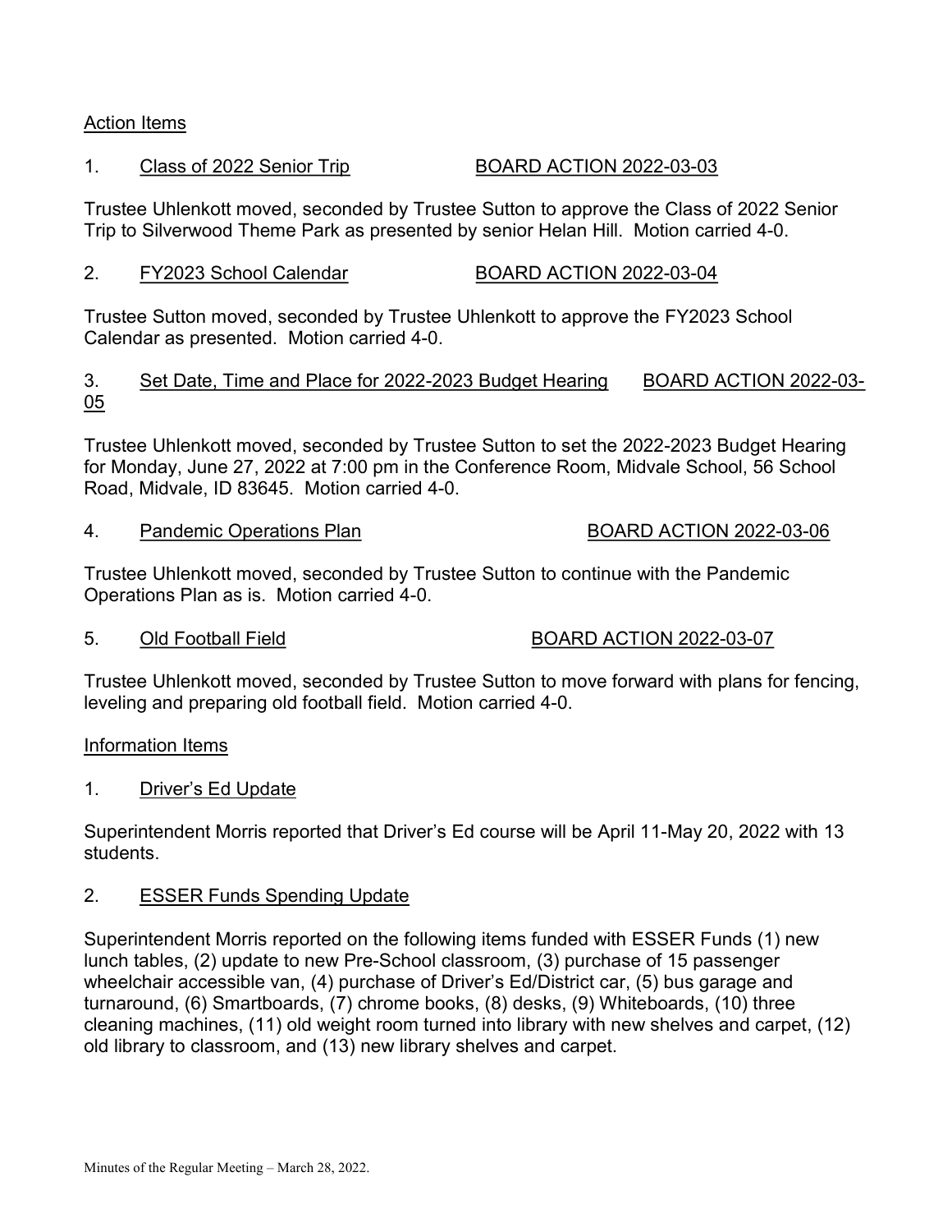## Action Items

1. Class of 2022 Senior Trip BOARD ACTION 2022-03-03

Trustee Uhlenkott moved, seconded by Trustee Sutton to approve the Class of 2022 Senior Trip to Silverwood Theme Park as presented by senior Helan Hill. Motion carried 4-0.

2. FY2023 School Calendar BOARD ACTION 2022-03-04

Trustee Sutton moved, seconded by Trustee Uhlenkott to approve the FY2023 School Calendar as presented. Motion carried 4-0.

3. Set Date, Time and Place for 2022-2023 Budget Hearing BOARD ACTION 2022-03-05

Trustee Uhlenkott moved, seconded by Trustee Sutton to set the 2022-2023 Budget Hearing for Monday, June 27, 2022 at 7:00 pm in the Conference Room, Midvale School, 56 School Road, Midvale, ID 83645. Motion carried 4-0.

4. Pandemic Operations Plan BOARD ACTION 2022-03-06

Trustee Uhlenkott moved, seconded by Trustee Sutton to continue with the Pandemic Operations Plan as is. Motion carried 4-0.

5. Old Football Field BOARD ACTION 2022-03-07

Trustee Uhlenkott moved, seconded by Trustee Sutton to move forward with plans for fencing, leveling and preparing old football field. Motion carried 4-0.

## Information Items

1. Driver's Ed Update

Superintendent Morris reported that Driver's Ed course will be April 11-May 20, 2022 with 13 students.

2. ESSER Funds Spending Update

Superintendent Morris reported on the following items funded with ESSER Funds (1) new lunch tables, (2) update to new Pre-School classroom, (3) purchase of 15 passenger wheelchair accessible van, (4) purchase of Driver's Ed/District car, (5) bus garage and turnaround, (6) Smartboards, (7) chrome books, (8) desks, (9) Whiteboards, (10) three cleaning machines, (11) old weight room turned into library with new shelves and carpet, (12) old library to classroom, and (13) new library shelves and carpet.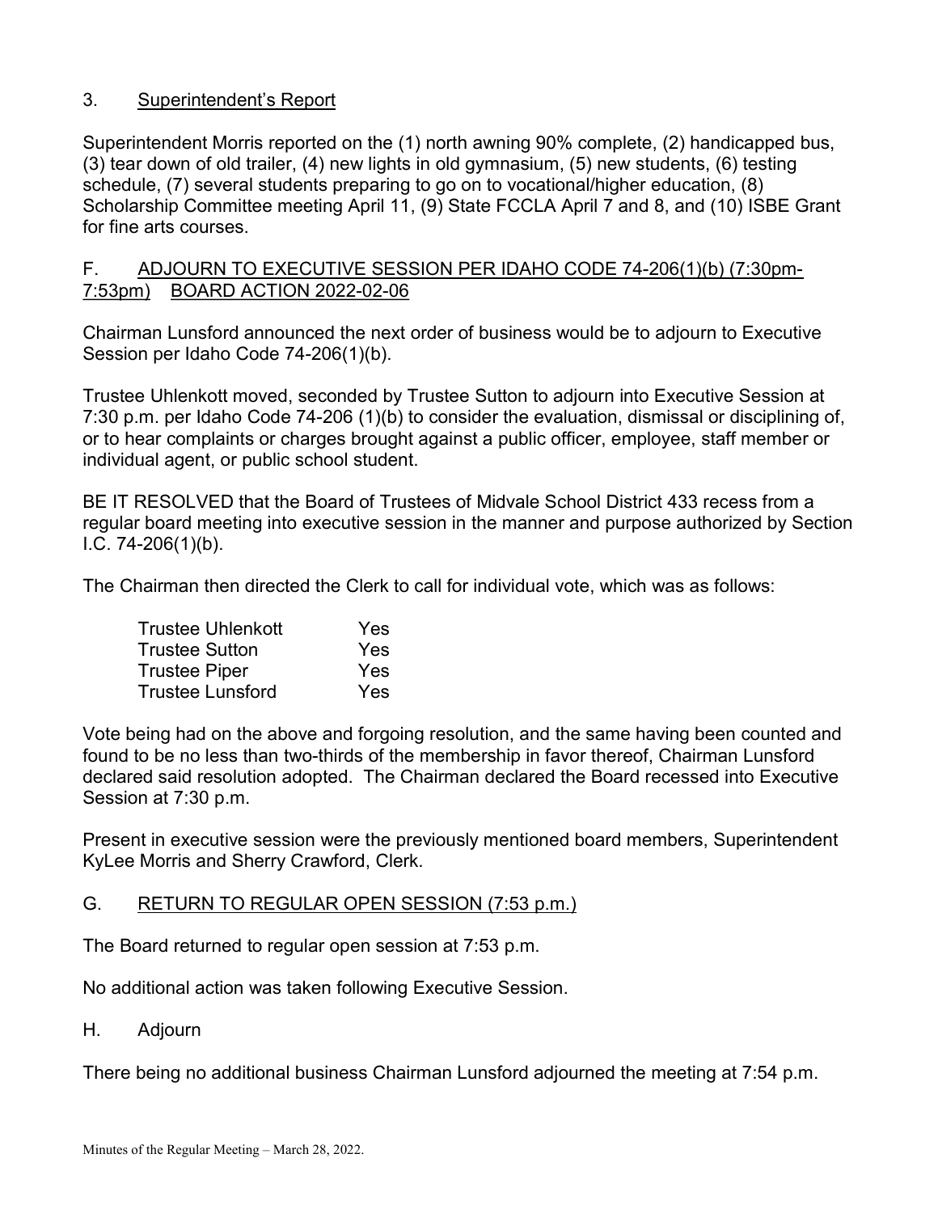### 3. Superintendent's Report

Superintendent Morris reported on the (1) north awning 90% complete, (2) handicapped bus, (3) tear down of old trailer, (4) new lights in old gymnasium, (5) new students, (6) testing schedule, (7) several students preparing to go on to vocational/higher education, (8) Scholarship Committee meeting April 11, (9) State FCCLA April 7 and 8, and (10) ISBE Grant for fine arts courses.

## F. ADJOURN TO EXECUTIVE SESSION PER IDAHO CODE 74-206(1)(b) (7:30pm-7:53pm) BOARD ACTION 2022-02-06

Chairman Lunsford announced the next order of business would be to adjourn to Executive Session per Idaho Code 74-206(1)(b).

Trustee Uhlenkott moved, seconded by Trustee Sutton to adjourn into Executive Session at 7:30 p.m. per Idaho Code 74-206 (1)(b) to consider the evaluation, dismissal or disciplining of, or to hear complaints or charges brought against a public officer, employee, staff member or individual agent, or public school student.

BE IT RESOLVED that the Board of Trustees of Midvale School District 433 recess from a regular board meeting into executive session in the manner and purpose authorized by Section I.C. 74-206(1)(b).

The Chairman then directed the Clerk to call for individual vote, which was as follows:

| | |
|---|---|
| Trustee Uhlenkott | Yes |
| Trustee Sutton | Yes |
| Trustee Piper | Yes |
| Trustee Lunsford | Yes |

Vote being had on the above and forgoing resolution, and the same having been counted and found to be no less than two-thirds of the membership in favor thereof, Chairman Lunsford declared said resolution adopted. The Chairman declared the Board recessed into Executive Session at 7:30 p.m.

Present in executive session were the previously mentioned board members, Superintendent KyLee Morris and Sherry Crawford, Clerk.

## G. RETURN TO REGULAR OPEN SESSION (7:53 p.m.)

The Board returned to regular open session at 7:53 p.m.

No additional action was taken following Executive Session.

## H. Adjourn

There being no additional business Chairman Lunsford adjourned the meeting at 7:54 p.m.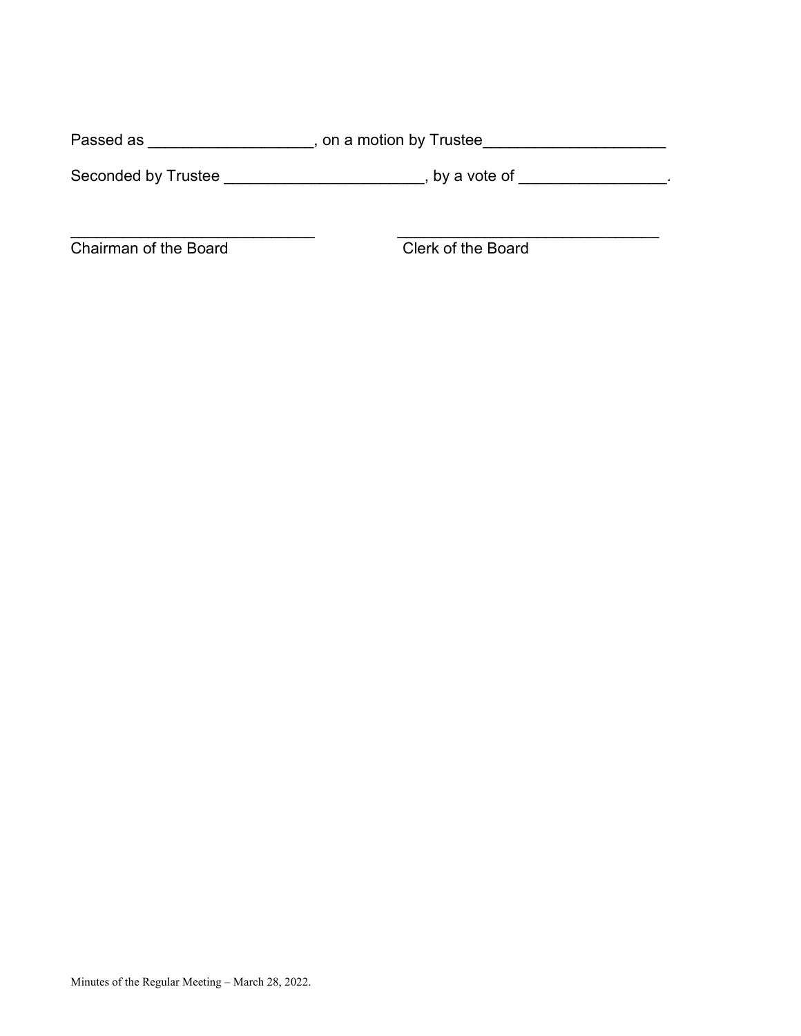Passed as __________________, on a motion by Trustee____________________

Seconded by Trustee ______________________, by a vote of ________________.

____________________________ ______________________________

Chairman of the Board Clerk of the Board

Minutes of the Regular Meeting – March 28, 2022.